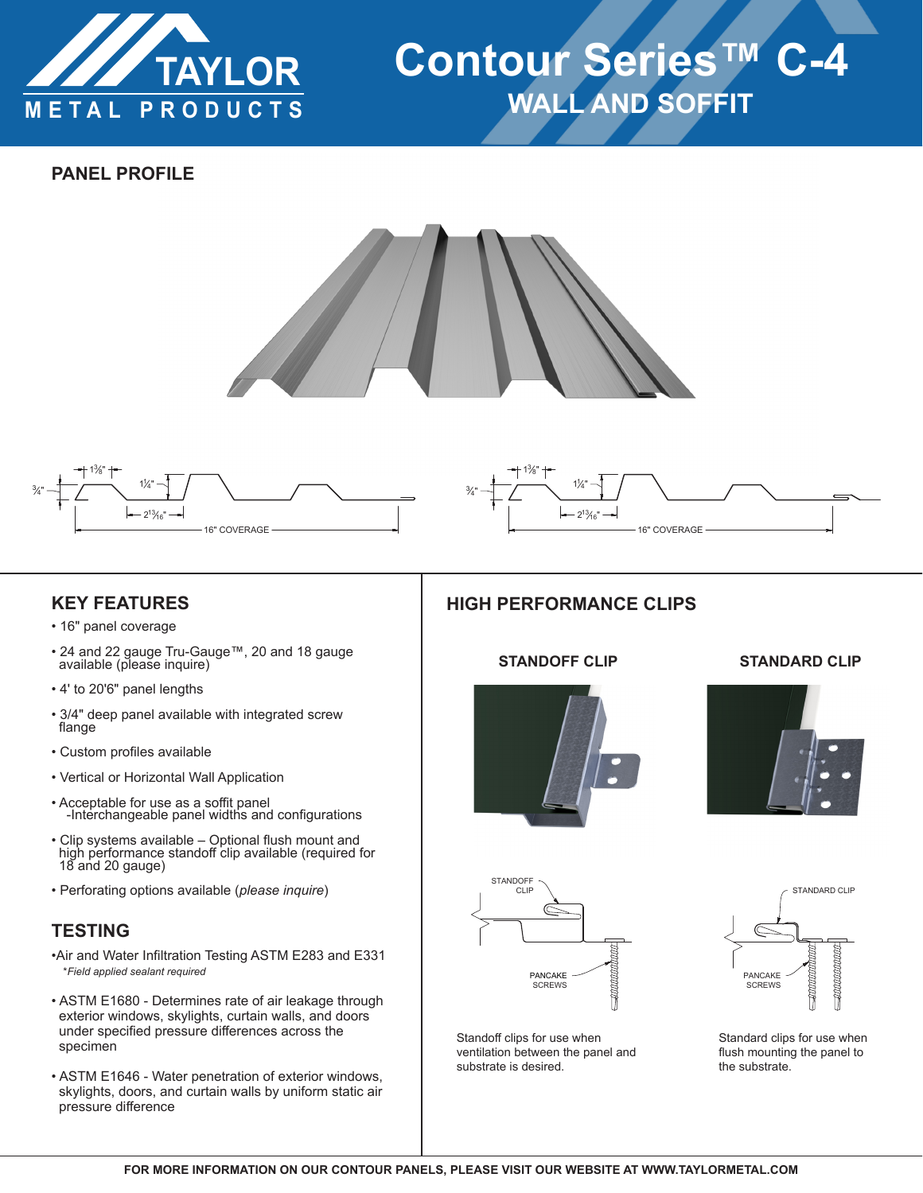# TAYLOR METAL PRODUCTS

# Contour Series™ C-4

## WALL AND SOFFIT

## PANEL PROFILE

1⅜" 1¼" ¾" 2¹³⁄₁₆" 16" COVERAGE

1⅜" 1¼" ¾" 2¹³⁄₁₆" 16" COVERAGE

## KEY FEATURES

- 16" panel coverage
- 24 and 22 gauge Tru-Gauge™, 20 and 18 gauge available (please inquire)
- 4' to 20'6" panel lengths
- 3/4" deep panel available with integrated screw flange
- Custom profiles available
- Vertical or Horizontal Wall Application
- Acceptable for use as a soffit panel
  -Interchangeable panel widths and configurations
- Clip systems available – Optional flush mount and high performance standoff clip available (required for 18 and 20 gauge)
- Perforating options available (*please inquire*)

## TESTING

- Air and Water Infiltration Testing ASTM E283 and E331
  *\*Field applied sealant required*
- ASTM E1680 - Determines rate of air leakage through exterior windows, skylights, curtain walls, and doors under specified pressure differences across the specimen
- ASTM E1646 - Water penetration of exterior windows, skylights, doors, and curtain walls by uniform static air pressure difference

## HIGH PERFORMANCE CLIPS

### STANDOFF CLIP

STANDOFF CLIP

PANCAKE SCREWS

Standoff clips for use when ventilation between the panel and substrate is desired.

### STANDARD CLIP

STANDARD CLIP

PANCAKE SCREWS

Standard clips for use when flush mounting the panel to the substrate.

FOR MORE INFORMATION ON OUR CONTOUR PANELS, PLEASE VISIT OUR WEBSITE AT WWW.TAYLORMETAL.COM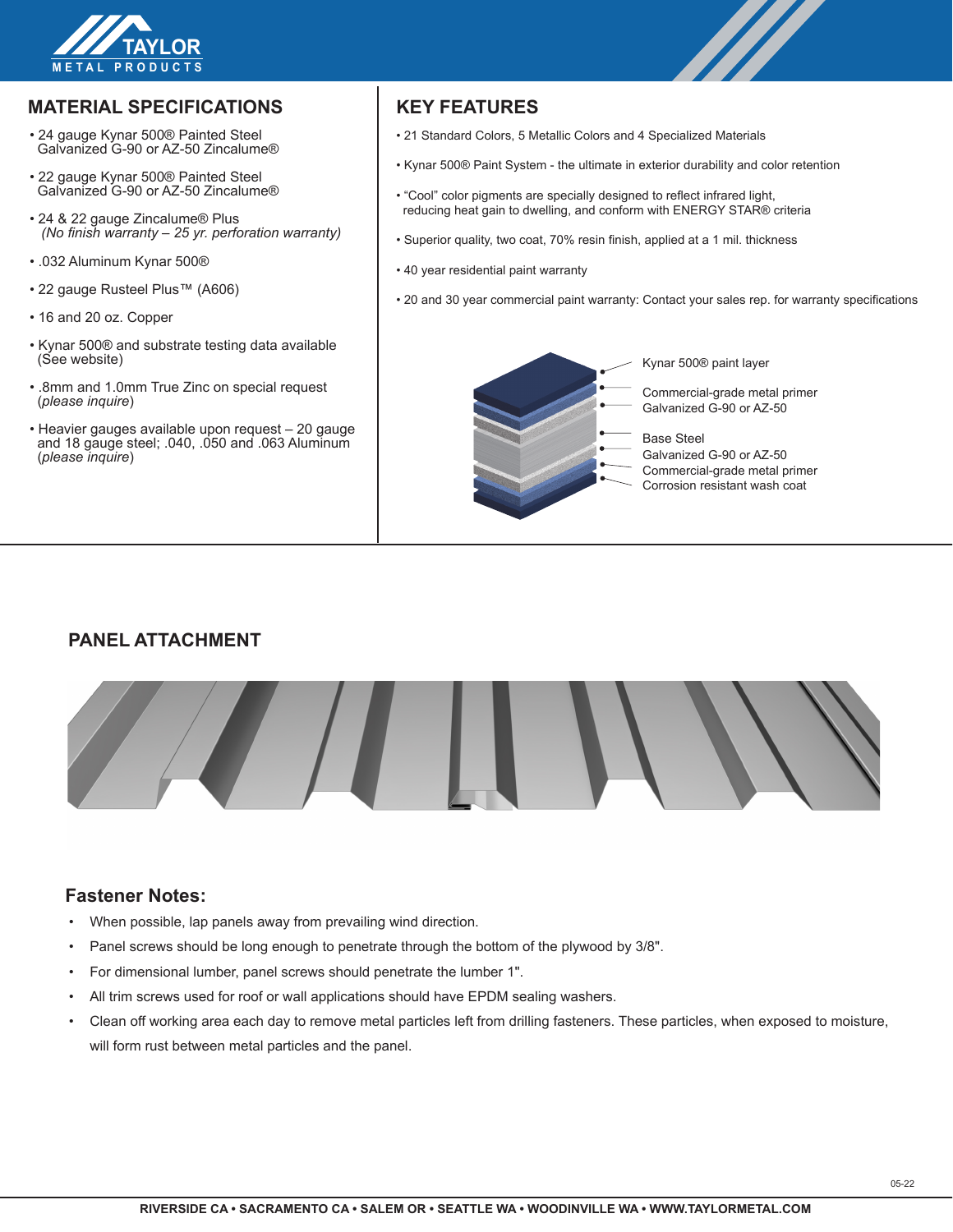TAYLOR METAL PRODUCTS

## MATERIAL SPECIFICATIONS

- 24 gauge Kynar 500® Painted Steel
  Galvanized G-90 or AZ-50 Zincalume®
- 22 gauge Kynar 500® Painted Steel
  Galvanized G-90 or AZ-50 Zincalume®
- 24 & 22 gauge Zincalume® Plus
  *(No finish warranty – 25 yr. perforation warranty)*
- .032 Aluminum Kynar 500®
- 22 gauge Rusteel Plus™ (A606)
- 16 and 20 oz. Copper
- Kynar 500® and substrate testing data available
  (See website)
- .8mm and 1.0mm True Zinc on special request
  (*please inquire*)
- Heavier gauges available upon request – 20 gauge and 18 gauge steel; .040, .050 and .063 Aluminum
  (*please inquire*)

## KEY FEATURES

- 21 Standard Colors, 5 Metallic Colors and 4 Specialized Materials
- Kynar 500® Paint System - the ultimate in exterior durability and color retention
- "Cool" color pigments are specially designed to reflect infrared light, reducing heat gain to dwelling, and conform with ENERGY STAR® criteria
- Superior quality, two coat, 70% resin finish, applied at a 1 mil. thickness
- 40 year residential paint warranty
- 20 and 30 year commercial paint warranty: Contact your sales rep. for warranty specifications

Kynar 500® paint layer
Commercial-grade metal primer
Galvanized G-90 or AZ-50
Base Steel
Galvanized G-90 or AZ-50
Commercial-grade metal primer
Corrosion resistant wash coat

## PANEL ATTACHMENT

### Fastener Notes:

- When possible, lap panels away from prevailing wind direction.
- Panel screws should be long enough to penetrate through the bottom of the plywood by 3/8".
- For dimensional lumber, panel screws should penetrate the lumber 1".
- All trim screws used for roof or wall applications should have EPDM sealing washers.
- Clean off working area each day to remove metal particles left from drilling fasteners. These particles, when exposed to moisture, will form rust between metal particles and the panel.

05-22

RIVERSIDE CA • SACRAMENTO CA • SALEM OR • SEATTLE WA • WOODINVILLE WA • WWW.TAYLORMETAL.COM